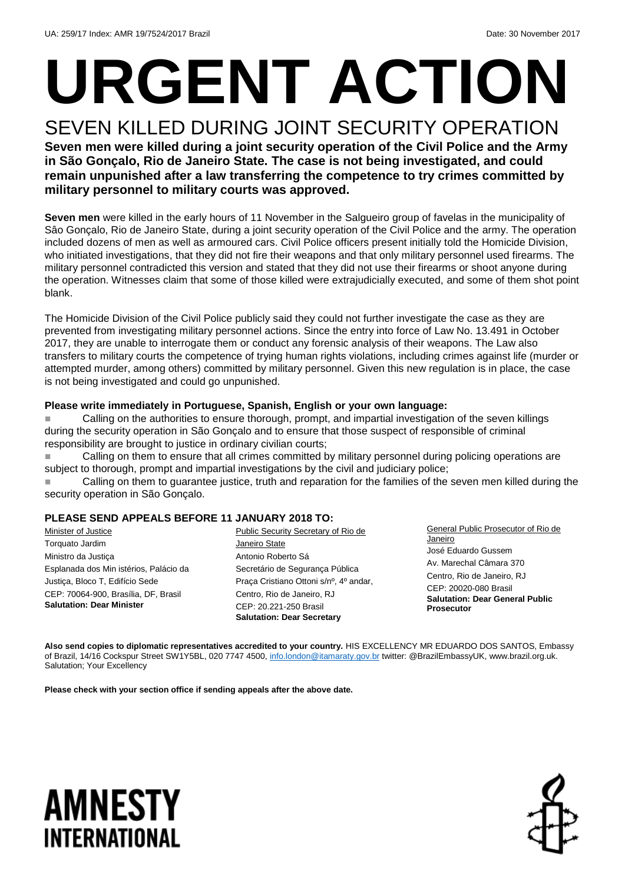UA: 259/17 Index: AMR 19/7524/2017 Brazil Date: 30 November 2017

# URGENT ACTION

## SEVEN KILLED DURING JOINT SECURITY OPERATION

**Seven men were killed during a joint security operation of the Civil Police and the Army in São Gonçalo, Rio de Janeiro State. The case is not being investigated, and could remain unpunished after a law transferring the competence to try crimes committed by military personnel to military courts was approved.**

**Seven men** were killed in the early hours of 11 November in the Salgueiro group of favelas in the municipality of Sâo Gonçalo, Rio de Janeiro State, during a joint security operation of the Civil Police and the army. The operation included dozens of men as well as armoured cars. Civil Police officers present initially told the Homicide Division, who initiated investigations, that they did not fire their weapons and that only military personnel used firearms. The military personnel contradicted this version and stated that they did not use their firearms or shoot anyone during the operation. Witnesses claim that some of those killed were extrajudicially executed, and some of them shot point blank.

The Homicide Division of the Civil Police publicly said they could not further investigate the case as they are prevented from investigating military personnel actions. Since the entry into force of Law No. 13.491 in October 2017, they are unable to interrogate them or conduct any forensic analysis of their weapons. The Law also transfers to military courts the competence of trying human rights violations, including crimes against life (murder or attempted murder, among others) committed by military personnel. Given this new regulation is in place, the case is not being investigated and could go unpunished.

**Please write immediately in Portuguese, Spanish, English or your own language:**

- Calling on the authorities to ensure thorough, prompt, and impartial investigation of the seven killings during the security operation in São Gonçalo and to ensure that those suspect of responsible of criminal responsibility are brought to justice in ordinary civilian courts;
- Calling on them to ensure that all crimes committed by military personnel during policing operations are subject to thorough, prompt and impartial investigations by the civil and judiciary police;
- Calling on them to guarantee justice, truth and reparation for the families of the seven men killed during the security operation in São Gonçalo.

**PLEASE SEND APPEALS BEFORE 11 JANUARY 2018 TO:**

Minister of Justice
Torquato Jardim
Ministro da Justiça
Esplanada dos Min istérios, Palácio da Justiça, Bloco T, Edifício Sede
CEP: 70064-900, Brasília, DF, Brasil
**Salutation: Dear Minister**

Public Security Secretary of Rio de Janeiro State
Antonio Roberto Sá
Secretário de Segurança Pública
Praça Cristiano Ottoni s/nº, 4º andar, Centro, Rio de Janeiro, RJ
CEP: 20.221-250 Brasil
**Salutation: Dear Secretary**

General Public Prosecutor of Rio de Janeiro
José Eduardo Gussem
Av. Marechal Câmara 370
Centro, Rio de Janeiro, RJ
CEP: 20020-080 Brasil
**Salutation: Dear General Public Prosecutor**

**Also send copies to diplomatic representatives accredited to your country.** HIS EXCELLENCY MR EDUARDO DOS SANTOS, Embassy of Brazil, 14/16 Cockspur Street SW1Y5BL, 020 7747 4500, info.london@itamaraty.gov.br twitter: @BrazilEmbassyUK, www.brazil.org.uk. Salutation; Your Excellency

**Please check with your section office if sending appeals after the above date.**

AMNESTY INTERNATIONAL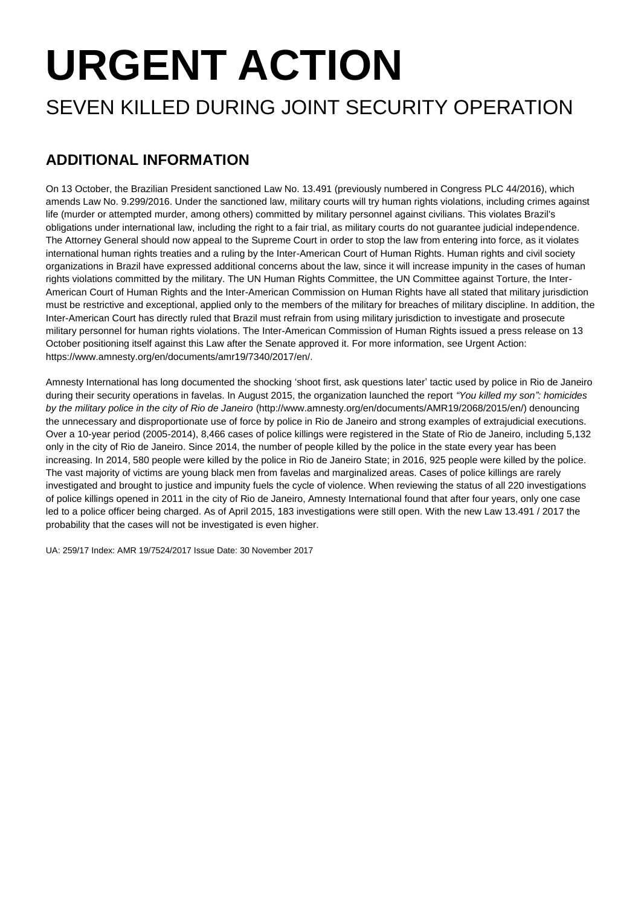# URGENT ACTION

## SEVEN KILLED DURING JOINT SECURITY OPERATION

### ADDITIONAL INFORMATION

On 13 October, the Brazilian President sanctioned Law No. 13.491 (previously numbered in Congress PLC 44/2016), which amends Law No. 9.299/2016. Under the sanctioned law, military courts will try human rights violations, including crimes against life (murder or attempted murder, among others) committed by military personnel against civilians. This violates Brazil's obligations under international law, including the right to a fair trial, as military courts do not guarantee judicial independence. The Attorney General should now appeal to the Supreme Court in order to stop the law from entering into force, as it violates international human rights treaties and a ruling by the Inter-American Court of Human Rights. Human rights and civil society organizations in Brazil have expressed additional concerns about the law, since it will increase impunity in the cases of human rights violations committed by the military. The UN Human Rights Committee, the UN Committee against Torture, the Inter-American Court of Human Rights and the Inter-American Commission on Human Rights have all stated that military jurisdiction must be restrictive and exceptional, applied only to the members of the military for breaches of military discipline. In addition, the Inter-American Court has directly ruled that Brazil must refrain from using military jurisdiction to investigate and prosecute military personnel for human rights violations. The Inter-American Commission of Human Rights issued a press release on 13 October positioning itself against this Law after the Senate approved it. For more information, see Urgent Action: https://www.amnesty.org/en/documents/amr19/7340/2017/en/.

Amnesty International has long documented the shocking 'shoot first, ask questions later' tactic used by police in Rio de Janeiro during their security operations in favelas. In August 2015, the organization launched the report *"You killed my son": homicides by the military police in the city of Rio de Janeiro* (http://www.amnesty.org/en/documents/AMR19/2068/2015/en/) denouncing the unnecessary and disproportionate use of force by police in Rio de Janeiro and strong examples of extrajudicial executions. Over a 10-year period (2005-2014), 8,466 cases of police killings were registered in the State of Rio de Janeiro, including 5,132 only in the city of Rio de Janeiro. Since 2014, the number of people killed by the police in the state every year has been increasing. In 2014, 580 people were killed by the police in Rio de Janeiro State; in 2016, 925 people were killed by the police. The vast majority of victims are young black men from favelas and marginalized areas. Cases of police killings are rarely investigated and brought to justice and impunity fuels the cycle of violence. When reviewing the status of all 220 investigations of police killings opened in 2011 in the city of Rio de Janeiro, Amnesty International found that after four years, only one case led to a police officer being charged. As of April 2015, 183 investigations were still open. With the new Law 13.491 / 2017 the probability that the cases will not be investigated is even higher.

UA: 259/17 Index: AMR 19/7524/2017 Issue Date: 30 November 2017